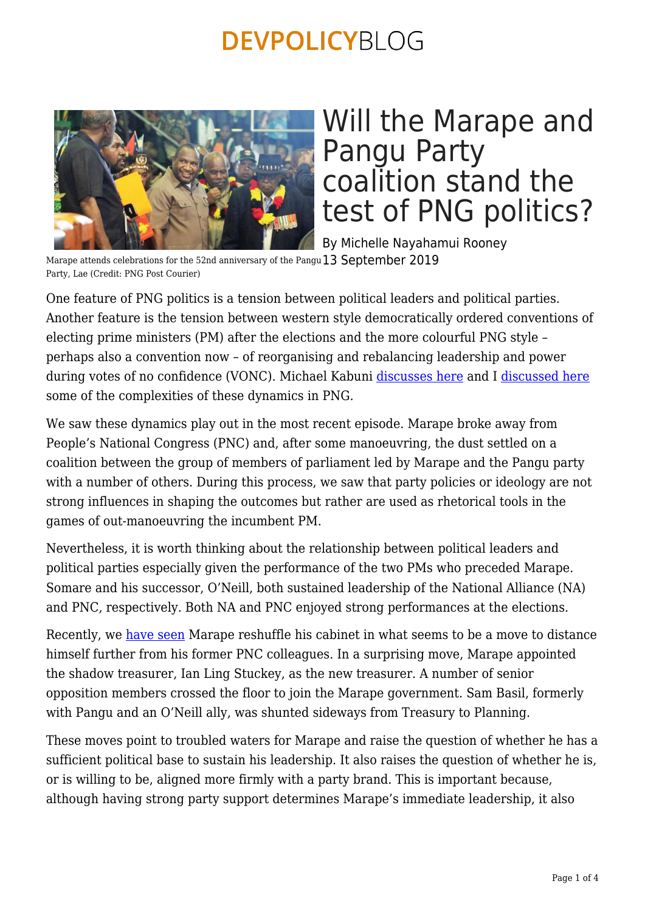# Will the Marape and Pangu Party coalition stand the test of PNG politics?

By Michelle Nayahamui Rooney

13 September 2019

Marape attends celebrations for the 52nd anniversary of the Pangu Party, Lae (Credit: PNG Post Courier)

One feature of PNG politics is a tension between political leaders and political parties. Another feature is the tension between western style democratically ordered conventions of electing prime ministers (PM) after the elections and the more colourful PNG style – perhaps also a convention now – of reorganising and rebalancing leadership and power during votes of no confidence (VONC). Michael Kabuni discusses here and I discussed here some of the complexities of these dynamics in PNG.

We saw these dynamics play out in the most recent episode. Marape broke away from People's National Congress (PNC) and, after some manoeuvring, the dust settled on a coalition between the group of members of parliament led by Marape and the Pangu party with a number of others. During this process, we saw that party policies or ideology are not strong influences in shaping the outcomes but rather are used as rhetorical tools in the games of out-manoeuvring the incumbent PM.

Nevertheless, it is worth thinking about the relationship between political leaders and political parties especially given the performance of the two PMs who preceded Marape. Somare and his successor, O'Neill, both sustained leadership of the National Alliance (NA) and PNC, respectively. Both NA and PNC enjoyed strong performances at the elections.

Recently, we have seen Marape reshuffle his cabinet in what seems to be a move to distance himself further from his former PNC colleagues. In a surprising move, Marape appointed the shadow treasurer, Ian Ling Stuckey, as the new treasurer. A number of senior opposition members crossed the floor to join the Marape government. Sam Basil, formerly with Pangu and an O'Neill ally, was shunted sideways from Treasury to Planning.

These moves point to troubled waters for Marape and raise the question of whether he has a sufficient political base to sustain his leadership. It also raises the question of whether he is, or is willing to be, aligned more firmly with a party brand. This is important because, although having strong party support determines Marape's immediate leadership, it also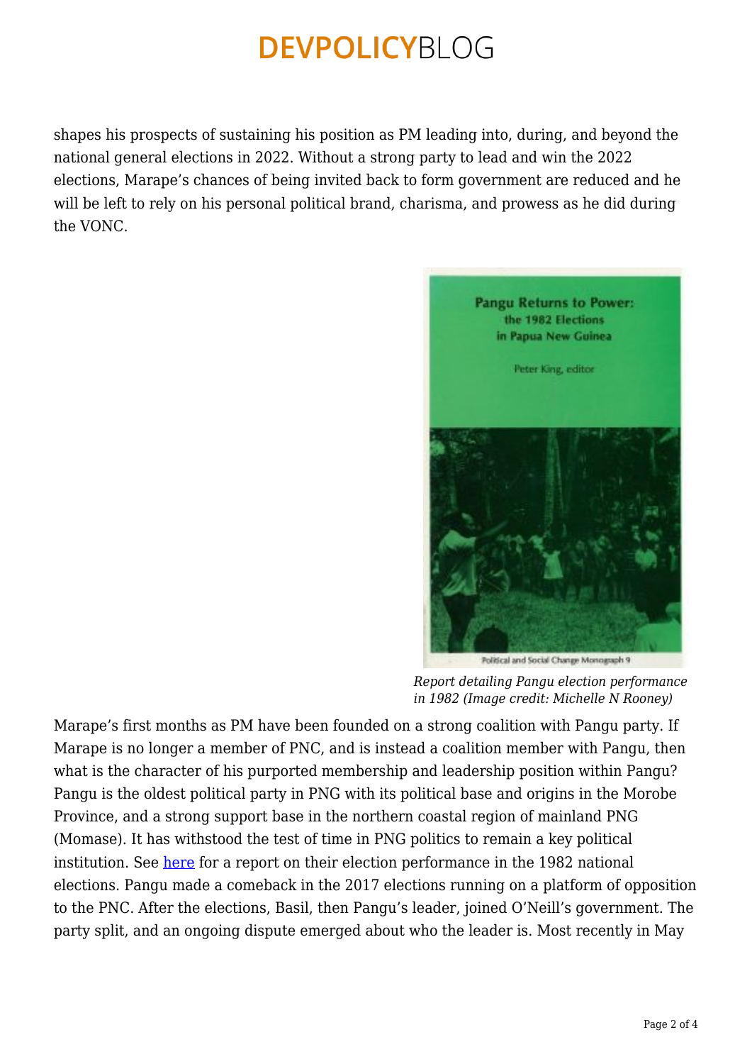shapes his prospects of sustaining his position as PM leading into, during, and beyond the national general elections in 2022. Without a strong party to lead and win the 2022 elections, Marape's chances of being invited back to form government are reduced and he will be left to rely on his personal political brand, charisma, and prowess as he did during the VONC.

*Report detailing Pangu election performance in 1982 (Image credit: Michelle N Rooney)*

Marape's first months as PM have been founded on a strong coalition with Pangu party. If Marape is no longer a member of PNC, and is instead a coalition member with Pangu, then what is the character of his purported membership and leadership position within Pangu? Pangu is the oldest political party in PNG with its political base and origins in the Morobe Province, and a strong support base in the northern coastal region of mainland PNG (Momase). It has withstood the test of time in PNG politics to remain a key political institution. See here for a report on their election performance in the 1982 national elections. Pangu made a comeback in the 2017 elections running on a platform of opposition to the PNC. After the elections, Basil, then Pangu's leader, joined O'Neill's government. The party split, and an ongoing dispute emerged about who the leader is. Most recently in May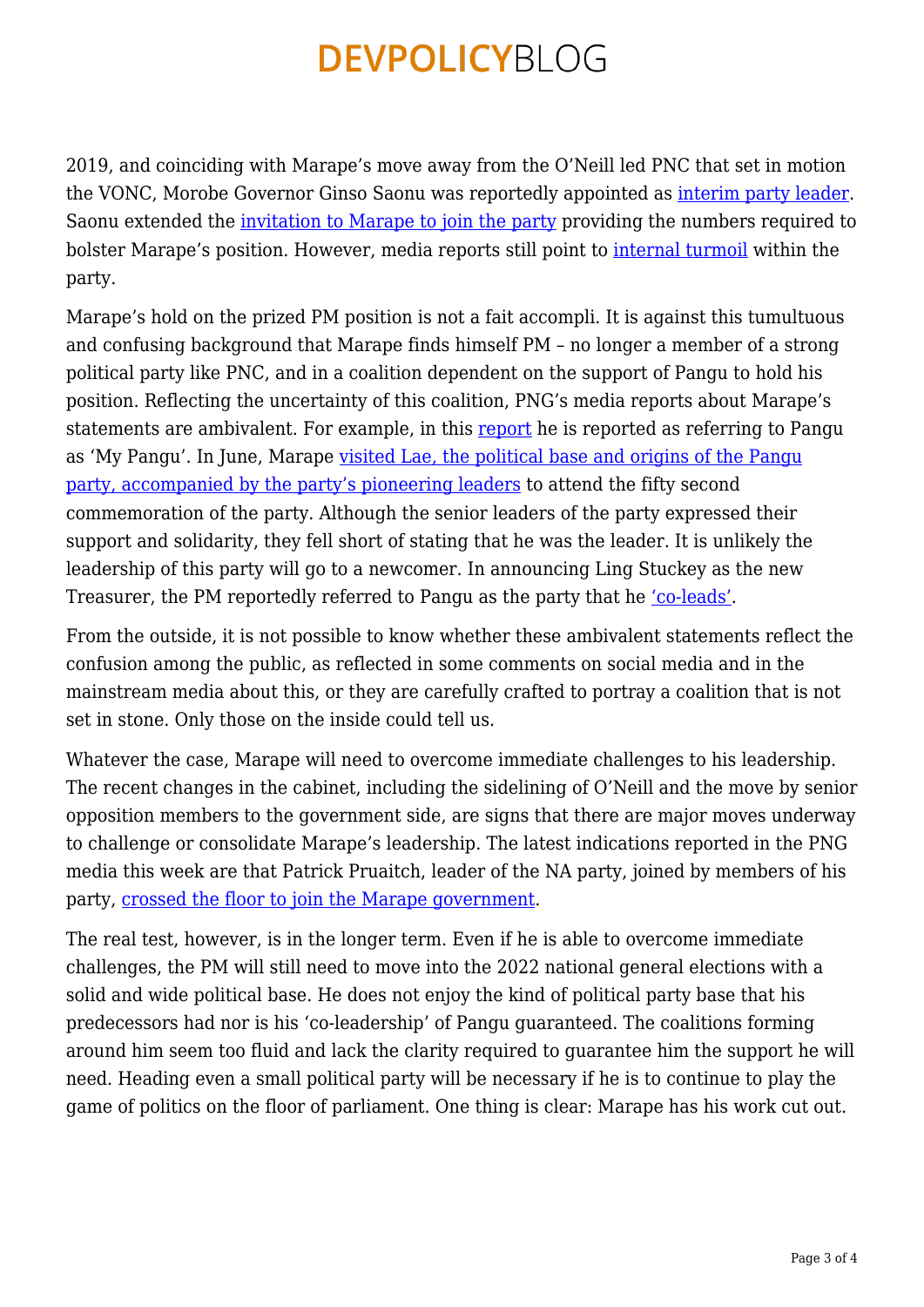2019, and coinciding with Marape's move away from the O'Neill led PNC that set in motion the VONC, Morobe Governor Ginso Saonu was reportedly appointed as interim party leader. Saonu extended the invitation to Marape to join the party providing the numbers required to bolster Marape's position. However, media reports still point to internal turmoil within the party.

Marape's hold on the prized PM position is not a fait accompli. It is against this tumultuous and confusing background that Marape finds himself PM – no longer a member of a strong political party like PNC, and in a coalition dependent on the support of Pangu to hold his position. Reflecting the uncertainty of this coalition, PNG's media reports about Marape's statements are ambivalent. For example, in this report he is reported as referring to Pangu as 'My Pangu'. In June, Marape visited Lae, the political base and origins of the Pangu party, accompanied by the party's pioneering leaders to attend the fifty second commemoration of the party. Although the senior leaders of the party expressed their support and solidarity, they fell short of stating that he was the leader. It is unlikely the leadership of this party will go to a newcomer. In announcing Ling Stuckey as the new Treasurer, the PM reportedly referred to Pangu as the party that he 'co-leads'.

From the outside, it is not possible to know whether these ambivalent statements reflect the confusion among the public, as reflected in some comments on social media and in the mainstream media about this, or they are carefully crafted to portray a coalition that is not set in stone. Only those on the inside could tell us.

Whatever the case, Marape will need to overcome immediate challenges to his leadership. The recent changes in the cabinet, including the sidelining of O'Neill and the move by senior opposition members to the government side, are signs that there are major moves underway to challenge or consolidate Marape's leadership. The latest indications reported in the PNG media this week are that Patrick Pruaitch, leader of the NA party, joined by members of his party, crossed the floor to join the Marape government.

The real test, however, is in the longer term. Even if he is able to overcome immediate challenges, the PM will still need to move into the 2022 national general elections with a solid and wide political base. He does not enjoy the kind of political party base that his predecessors had nor is his 'co-leadership' of Pangu guaranteed. The coalitions forming around him seem too fluid and lack the clarity required to guarantee him the support he will need. Heading even a small political party will be necessary if he is to continue to play the game of politics on the floor of parliament. One thing is clear: Marape has his work cut out.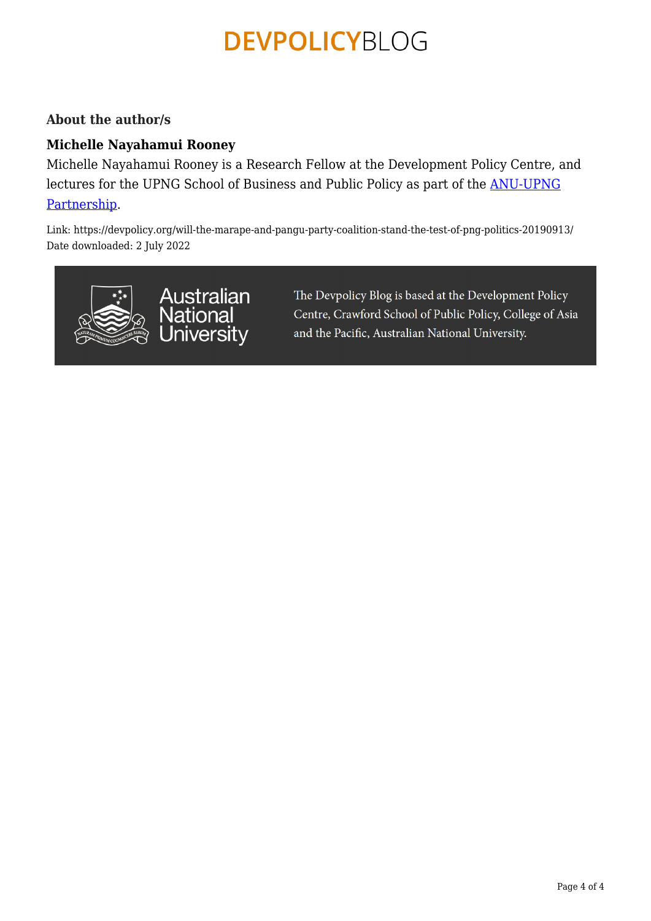### About the author/s

**Michelle Nayahamui Rooney**

Michelle Nayahamui Rooney is a Research Fellow at the Development Policy Centre, and lectures for the UPNG School of Business and Public Policy as part of the [ANU-UPNG Partnership](https://devpolicy.org/will-the-marape-and-pangu-party-coalition-stand-the-test-of-png-politics-20190913/).

Link: https://devpolicy.org/will-the-marape-and-pangu-party-coalition-stand-the-test-of-png-politics-20190913/
Date downloaded: 2 July 2022

Australian National University

The Devpolicy Blog is based at the Development Policy Centre, Crawford School of Public Policy, College of Asia and the Pacific, Australian National University.